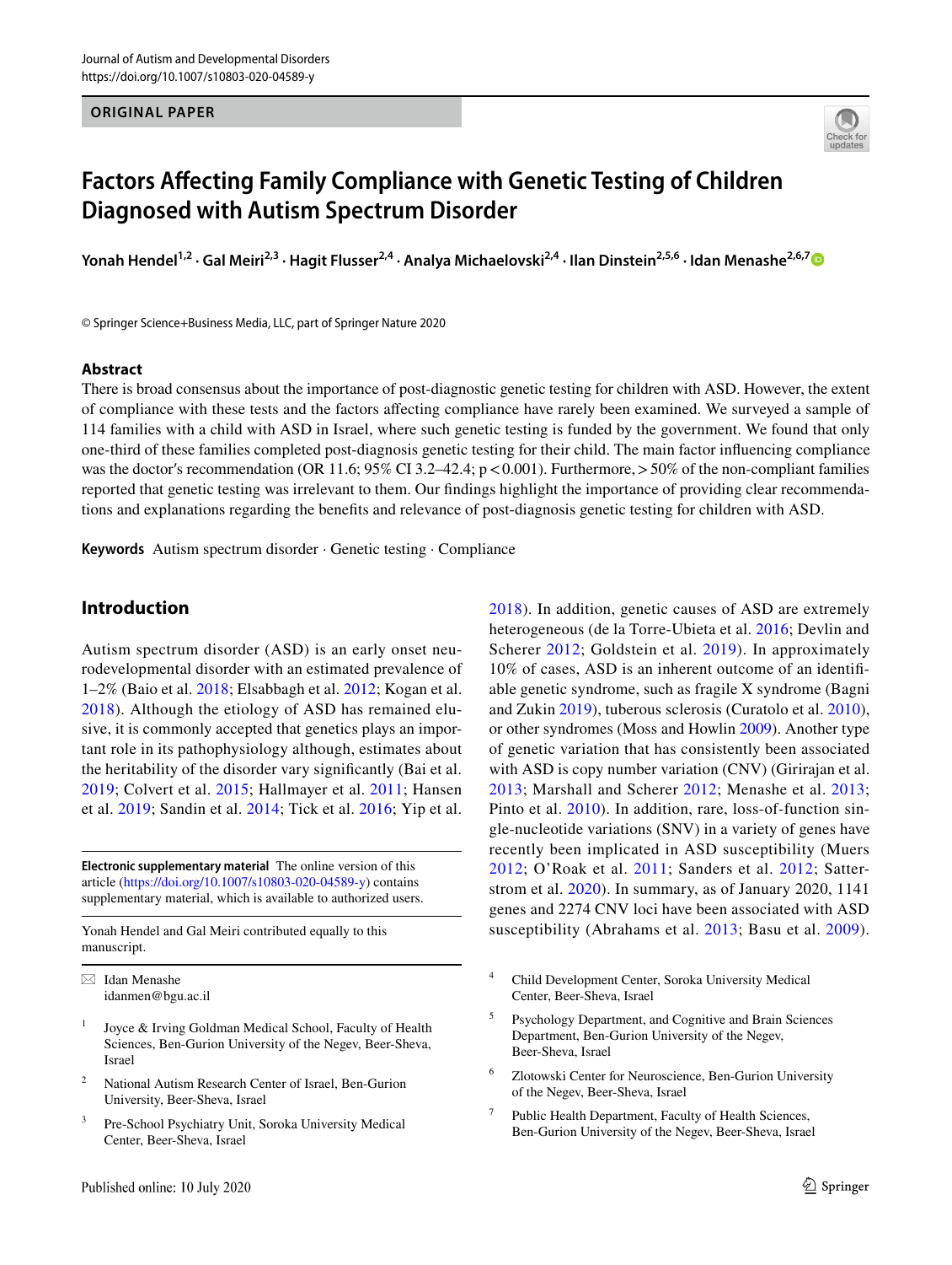ORIGINAL PAPER

# Factors Affecting Family Compliance with Genetic Testing of Children Diagnosed with Autism Spectrum Disorder

**Yonah Hendel[1,2] · Gal Meiri[2,3] · Hagit Flusser[2,4] · Analya Michaelovski[2,4] · Ilan Dinstein[2,5,6] · Idan Menashe[2,6,7]**

© Springer Science+Business Media, LLC, part of Springer Nature 2020

## Abstract

There is broad consensus about the importance of post-diagnostic genetic testing for children with ASD. However, the extent of compliance with these tests and the factors affecting compliance have rarely been examined. We surveyed a sample of 114 families with a child with ASD in Israel, where such genetic testing is funded by the government. We found that only one-third of these families completed post-diagnosis genetic testing for their child. The main factor influencing compliance was the doctor's recommendation (OR 11.6; 95% CI 3.2–42.4; $p < 0.001$). Furthermore, > 50% of the non-compliant families reported that genetic testing was irrelevant to them. Our findings highlight the importance of providing clear recommendations and explanations regarding the benefits and relevance of post-diagnosis genetic testing for children with ASD.

**Keywords** Autism spectrum disorder · Genetic testing · Compliance

## Introduction

Autism spectrum disorder (ASD) is an early onset neurodevelopmental disorder with an estimated prevalence of 1–2% (Baio et al. 2018; Elsabbagh et al. 2012; Kogan et al. 2018). Although the etiology of ASD has remained elusive, it is commonly accepted that genetics plays an important role in its pathophysiology although, estimates about the heritability of the disorder vary significantly (Bai et al. 2019; Colvert et al. 2015; Hallmayer et al. 2011; Hansen et al. 2019; Sandin et al. 2014; Tick et al. 2016; Yip et al. 2018). In addition, genetic causes of ASD are extremely heterogeneous (de la Torre-Ubieta et al. 2016; Devlin and Scherer 2012; Goldstein et al. 2019). In approximately 10% of cases, ASD is an inherent outcome of an identifiable genetic syndrome, such as fragile X syndrome (Bagni and Zukin 2019), tuberous sclerosis (Curatolo et al. 2010), or other syndromes (Moss and Howlin 2009). Another type of genetic variation that has consistently been associated with ASD is copy number variation (CNV) (Girirajan et al. 2013; Marshall and Scherer 2012; Menashe et al. 2013; Pinto et al. 2010). In addition, rare, loss-of-function single-nucleotide variations (SNV) in a variety of genes have recently been implicated in ASD susceptibility (Muers 2012; O'Roak et al. 2011; Sanders et al. 2012; Satterstrom et al. 2020). In summary, as of January 2020, 1141 genes and 2274 CNV loci have been associated with ASD susceptibility (Abrahams et al. 2013; Basu et al. 2009).

**Electronic supplementary material** The online version of this article (https://doi.org/10.1007/s10803-020-04589-y) contains supplementary material, which is available to authorized users.

Yonah Hendel and Gal Meiri contributed equally to this manuscript.

✉ Idan Menashe
idanmen@bgu.ac.il

[1] Joyce & Irving Goldman Medical School, Faculty of Health Sciences, Ben-Gurion University of the Negev, Beer-Sheva, Israel

[2] National Autism Research Center of Israel, Ben-Gurion University, Beer-Sheva, Israel

[3] Pre-School Psychiatry Unit, Soroka University Medical Center, Beer-Sheva, Israel

[4] Child Development Center, Soroka University Medical Center, Beer-Sheva, Israel

[5] Psychology Department, and Cognitive and Brain Sciences Department, Ben-Gurion University of the Negev, Beer-Sheva, Israel

[6] Zlotowski Center for Neuroscience, Ben-Gurion University of the Negev, Beer-Sheva, Israel

[7] Public Health Department, Faculty of Health Sciences, Ben-Gurion University of the Negev, Beer-Sheva, Israel

Published online: 10 July 2020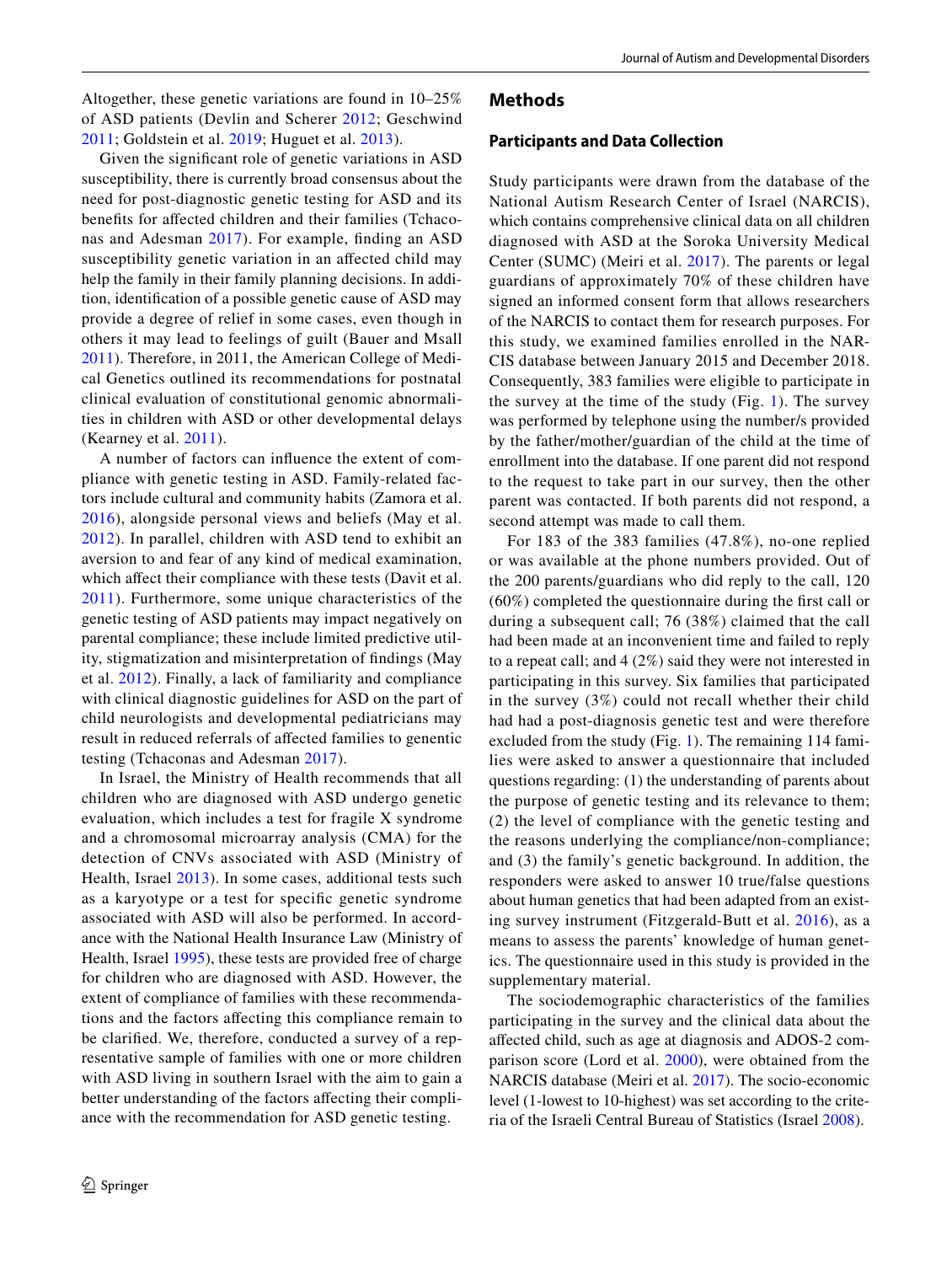Altogether, these genetic variations are found in 10–25% of ASD patients (Devlin and Scherer 2012; Geschwind 2011; Goldstein et al. 2019; Huguet et al. 2013).

Given the significant role of genetic variations in ASD susceptibility, there is currently broad consensus about the need for post-diagnostic genetic testing for ASD and its benefits for affected children and their families (Tchaconas and Adesman 2017). For example, finding an ASD susceptibility genetic variation in an affected child may help the family in their family planning decisions. In addition, identification of a possible genetic cause of ASD may provide a degree of relief in some cases, even though in others it may lead to feelings of guilt (Bauer and Msall 2011). Therefore, in 2011, the American College of Medical Genetics outlined its recommendations for postnatal clinical evaluation of constitutional genomic abnormalities in children with ASD or other developmental delays (Kearney et al. 2011).

A number of factors can influence the extent of compliance with genetic testing in ASD. Family-related factors include cultural and community habits (Zamora et al. 2016), alongside personal views and beliefs (May et al. 2012). In parallel, children with ASD tend to exhibit an aversion to and fear of any kind of medical examination, which affect their compliance with these tests (Davit et al. 2011). Furthermore, some unique characteristics of the genetic testing of ASD patients may impact negatively on parental compliance; these include limited predictive utility, stigmatization and misinterpretation of findings (May et al. 2012). Finally, a lack of familiarity and compliance with clinical diagnostic guidelines for ASD on the part of child neurologists and developmental pediatricians may result in reduced referrals of affected families to genentic testing (Tchaconas and Adesman 2017).

In Israel, the Ministry of Health recommends that all children who are diagnosed with ASD undergo genetic evaluation, which includes a test for fragile X syndrome and a chromosomal microarray analysis (CMA) for the detection of CNVs associated with ASD (Ministry of Health, Israel 2013). In some cases, additional tests such as a karyotype or a test for specific genetic syndrome associated with ASD will also be performed. In accordance with the National Health Insurance Law (Ministry of Health, Israel 1995), these tests are provided free of charge for children who are diagnosed with ASD. However, the extent of compliance of families with these recommendations and the factors affecting this compliance remain to be clarified. We, therefore, conducted a survey of a representative sample of families with one or more children with ASD living in southern Israel with the aim to gain a better understanding of the factors affecting their compliance with the recommendation for ASD genetic testing.

## Methods

### Participants and Data Collection

Study participants were drawn from the database of the National Autism Research Center of Israel (NARCIS), which contains comprehensive clinical data on all children diagnosed with ASD at the Soroka University Medical Center (SUMC) (Meiri et al. 2017). The parents or legal guardians of approximately 70% of these children have signed an informed consent form that allows researchers of the NARCIS to contact them for research purposes. For this study, we examined families enrolled in the NARCIS database between January 2015 and December 2018. Consequently, 383 families were eligible to participate in the survey at the time of the study (Fig. 1). The survey was performed by telephone using the number/s provided by the father/mother/guardian of the child at the time of enrollment into the database. If one parent did not respond to the request to take part in our survey, then the other parent was contacted. If both parents did not respond, a second attempt was made to call them.

For 183 of the 383 families (47.8%), no-one replied or was available at the phone numbers provided. Out of the 200 parents/guardians who did reply to the call, 120 (60%) completed the questionnaire during the first call or during a subsequent call; 76 (38%) claimed that the call had been made at an inconvenient time and failed to reply to a repeat call; and 4 (2%) said they were not interested in participating in this survey. Six families that participated in the survey (3%) could not recall whether their child had had a post-diagnosis genetic test and were therefore excluded from the study (Fig. 1). The remaining 114 families were asked to answer a questionnaire that included questions regarding: (1) the understanding of parents about the purpose of genetic testing and its relevance to them; (2) the level of compliance with the genetic testing and the reasons underlying the compliance/non-compliance; and (3) the family's genetic background. In addition, the responders were asked to answer 10 true/false questions about human genetics that had been adapted from an existing survey instrument (Fitzgerald-Butt et al. 2016), as a means to assess the parents' knowledge of human genetics. The questionnaire used in this study is provided in the supplementary material.

The sociodemographic characteristics of the families participating in the survey and the clinical data about the affected child, such as age at diagnosis and ADOS-2 comparison score (Lord et al. 2000), were obtained from the NARCIS database (Meiri et al. 2017). The socio-economic level (1-lowest to 10-highest) was set according to the criteria of the Israeli Central Bureau of Statistics (Israel 2008).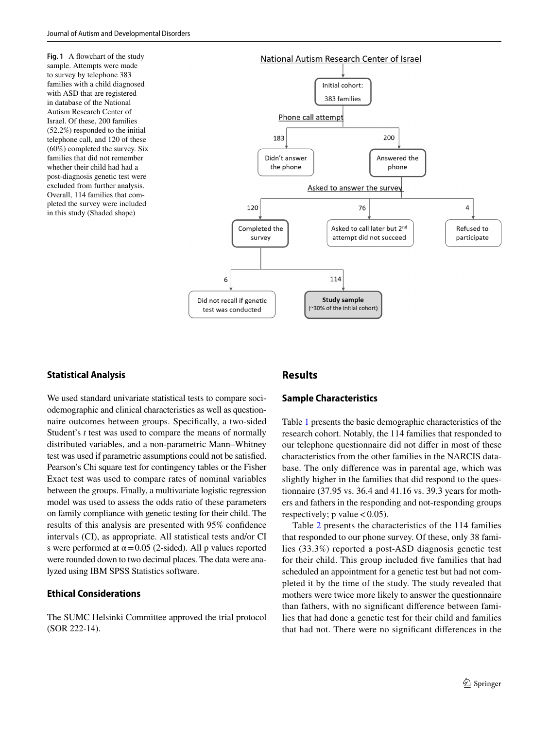**Fig. 1** A flowchart of the study sample. Attempts were made to survey by telephone 383 families with a child diagnosed with ASD that are registered in database of the National Autism Research Center of Israel. Of these, 200 families (52.2%) responded to the initial telephone call, and 120 of these (60%) completed the survey. Six families that did not remember whether their child had had a post-diagnosis genetic test were excluded from further analysis. Overall, 114 families that completed the survey were included in this study (Shaded shape)

## Statistical Analysis

We used standard univariate statistical tests to compare sociodemographic and clinical characteristics as well as questionnaire outcomes between groups. Specifically, a two-sided Student's *t* test was used to compare the means of normally distributed variables, and a non-parametric Mann–Whitney test was used if parametric assumptions could not be satisfied. Pearson's Chi square test for contingency tables or the Fisher Exact test was used to compare rates of nominal variables between the groups. Finally, a multivariate logistic regression model was used to assess the odds ratio of these parameters on family compliance with genetic testing for their child. The results of this analysis are presented with 95% confidence intervals (CI), as appropriate. All statistical tests and/or CI s were performed at $\alpha = 0.05$ (2-sided). All p values reported were rounded down to two decimal places. The data were analyzed using IBM SPSS Statistics software.

## Ethical Considerations

The SUMC Helsinki Committee approved the trial protocol (SOR 222-14).

# Results

## Sample Characteristics

Table 1 presents the basic demographic characteristics of the research cohort. Notably, the 114 families that responded to our telephone questionnaire did not differ in most of these characteristics from the other families in the NARCIS database. The only difference was in parental age, which was slightly higher in the families that did respond to the questionnaire (37.95 vs. 36.4 and 41.16 vs. 39.3 years for mothers and fathers in the responding and not-responding groups respectively; p value < 0.05).

Table 2 presents the characteristics of the 114 families that responded to our phone survey. Of these, only 38 families (33.3%) reported a post-ASD diagnosis genetic test for their child. This group included five families that had scheduled an appointment for a genetic test but had not completed it by the time of the study. The study revealed that mothers were twice more likely to answer the questionnaire than fathers, with no significant difference between families that had done a genetic test for their child and families that had not. There were no significant differences in the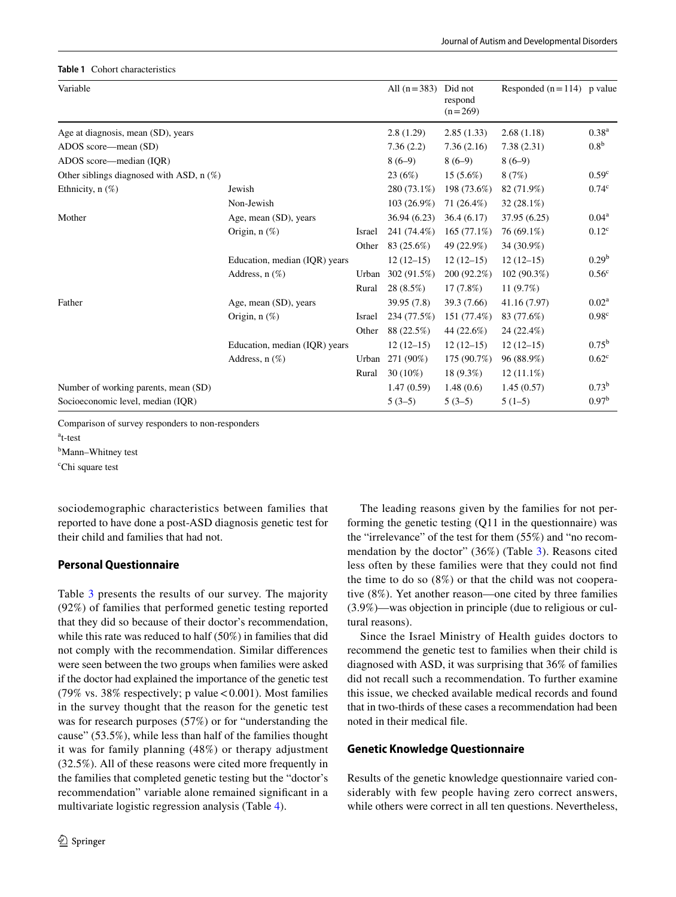**Table 1** Cohort characteristics

| Variable | | | All (n = 383) | Did not respond (n = 269) | Responded (n = 114) | p value |
|---|---|---|---|---|---|---|
| Age at diagnosis, mean (SD), years | | | 2.8 (1.29) | 2.85 (1.33) | 2.68 (1.18) | 0.38[a] |
| ADOS score—mean (SD) | | | 7.36 (2.2) | 7.36 (2.16) | 7.38 (2.31) | 0.8[b] |
| ADOS score—median (IQR) | | | 8 (6–9) | 8 (6–9) | 8 (6–9) | |
| Other siblings diagnosed with ASD, n (%) | | | 23 (6%) | 15 (5.6%) | 8 (7%) | 0.59[c] |
| Ethnicity, n (%) | Jewish | | 280 (73.1%) | 198 (73.6%) | 82 (71.9%) | 0.74[c] |
| | Non-Jewish | | 103 (26.9%) | 71 (26.4%) | 32 (28.1%) | |
| Mother | Age, mean (SD), years | | 36.94 (6.23) | 36.4 (6.17) | 37.95 (6.25) | 0.04[a] |
| | Origin, n (%) | Israel | 241 (74.4%) | 165 (77.1%) | 76 (69.1%) | 0.12[c] |
| | | Other | 83 (25.6%) | 49 (22.9%) | 34 (30.9%) | |
| | Education, median (IQR) years | | 12 (12–15) | 12 (12–15) | 12 (12–15) | 0.29[b] |
| | Address, n (%) | Urban | 302 (91.5%) | 200 (92.2%) | 102 (90.3%) | 0.56[c] |
| | | Rural | 28 (8.5%) | 17 (7.8%) | 11 (9.7%) | |
| Father | Age, mean (SD), years | | 39.95 (7.8) | 39.3 (7.66) | 41.16 (7.97) | 0.02[a] |
| | Origin, n (%) | Israel | 234 (77.5%) | 151 (77.4%) | 83 (77.6%) | 0.98[c] |
| | | Other | 88 (22.5%) | 44 (22.6%) | 24 (22.4%) | |
| | Education, median (IQR) years | | 12 (12–15) | 12 (12–15) | 12 (12–15) | 0.75[b] |
| | Address, n (%) | Urban | 271 (90%) | 175 (90.7%) | 96 (88.9%) | 0.62[c] |
| | | Rural | 30 (10%) | 18 (9.3%) | 12 (11.1%) | |
| Number of working parents, mean (SD) | | | 1.47 (0.59) | 1.48 (0.6) | 1.45 (0.57) | 0.73[b] |
| Socioeconomic level, median (IQR) | | | 5 (3–5) | 5 (3–5) | 5 (1–5) | 0.97[b] |

Comparison of survey responders to non-responders

[a]t-test

[b]Mann–Whitney test

[c]Chi square test

sociodemographic characteristics between families that reported to have done a post-ASD diagnosis genetic test for their child and families that had not.

## Personal Questionnaire

Table 3 presents the results of our survey. The majority (92%) of families that performed genetic testing reported that they did so because of their doctor's recommendation, while this rate was reduced to half (50%) in families that did not comply with the recommendation. Similar differences were seen between the two groups when families were asked if the doctor had explained the importance of the genetic test (79% vs. 38% respectively; p value < 0.001). Most families in the survey thought that the reason for the genetic test was for research purposes (57%) or for "understanding the cause" (53.5%), while less than half of the families thought it was for family planning (48%) or therapy adjustment (32.5%). All of these reasons were cited more frequently in the families that completed genetic testing but the "doctor's recommendation" variable alone remained significant in a multivariate logistic regression analysis (Table 4).

The leading reasons given by the families for not performing the genetic testing (Q11 in the questionnaire) was the "irrelevance" of the test for them (55%) and "no recommendation by the doctor" (36%) (Table 3). Reasons cited less often by these families were that they could not find the time to do so (8%) or that the child was not cooperative (8%). Yet another reason—one cited by three families (3.9%)—was objection in principle (due to religious or cultural reasons).

Since the Israel Ministry of Health guides doctors to recommend the genetic test to families when their child is diagnosed with ASD, it was surprising that 36% of families did not recall such a recommendation. To further examine this issue, we checked available medical records and found that in two-thirds of these cases a recommendation had been noted in their medical file.

## Genetic Knowledge Questionnaire

Results of the genetic knowledge questionnaire varied considerably with few people having zero correct answers, while others were correct in all ten questions. Nevertheless,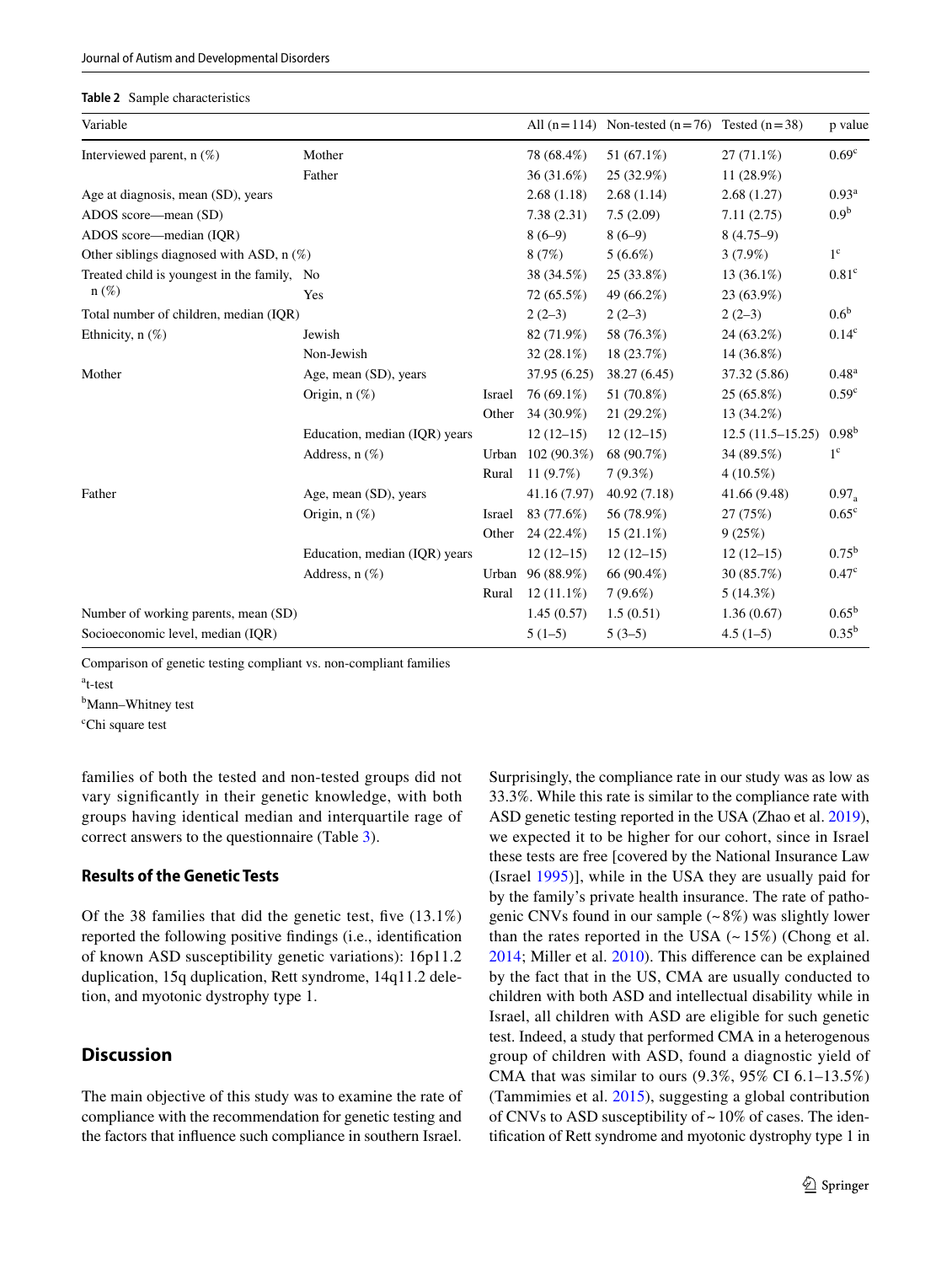**Table 2** Sample characteristics

| Variable | | | All (n = 114) | Non-tested (n = 76) | Tested (n = 38) | p value |
|---|---|---|---|---|---|---|
| Interviewed parent, n (%) | Mother | | 78 (68.4%) | 51 (67.1%) | 27 (71.1%) | 0.69[c] |
| | Father | | 36 (31.6%) | 25 (32.9%) | 11 (28.9%) | |
| Age at diagnosis, mean (SD), years | | | 2.68 (1.18) | 2.68 (1.14) | 2.68 (1.27) | 0.93[a] |
| ADOS score—mean (SD) | | | 7.38 (2.31) | 7.5 (2.09) | 7.11 (2.75) | 0.9[b] |
| ADOS score—median (IQR) | | | 8 (6–9) | 8 (6–9) | 8 (4.75–9) | |
| Other siblings diagnosed with ASD, n (%) | | | 8 (7%) | 5 (6.6%) | 3 (7.9%) | 1[c] |
| Treated child is youngest in the family, n (%) | No | | 38 (34.5%) | 25 (33.8%) | 13 (36.1%) | 0.81[c] |
| | Yes | | 72 (65.5%) | 49 (66.2%) | 23 (63.9%) | |
| Total number of children, median (IQR) | | | 2 (2–3) | 2 (2–3) | 2 (2–3) | 0.6[b] |
| Ethnicity, n (%) | Jewish | | 82 (71.9%) | 58 (76.3%) | 24 (63.2%) | 0.14[c] |
| | Non-Jewish | | 32 (28.1%) | 18 (23.7%) | 14 (36.8%) | |
| Mother | Age, mean (SD), years | | 37.95 (6.25) | 38.27 (6.45) | 37.32 (5.86) | 0.48[a] |
| | Origin, n (%) | Israel | 76 (69.1%) | 51 (70.8%) | 25 (65.8%) | 0.59[c] |
| | | Other | 34 (30.9%) | 21 (29.2%) | 13 (34.2%) | |
| | Education, median (IQR) years | | 12 (12–15) | 12 (12–15) | 12.5 (11.5–15.25) | 0.98[b] |
| | Address, n (%) | Urban | 102 (90.3%) | 68 (90.7%) | 34 (89.5%) | 1[c] |
| | | Rural | 11 (9.7%) | 7 (9.3%) | 4 (10.5%) | |
| Father | Age, mean (SD), years | | 41.16 (7.97) | 40.92 (7.18) | 41.66 (9.48) | 0.97[a] |
| | Origin, n (%) | Israel | 83 (77.6%) | 56 (78.9%) | 27 (75%) | 0.65[c] |
| | | Other | 24 (22.4%) | 15 (21.1%) | 9 (25%) | |
| | Education, median (IQR) years | | 12 (12–15) | 12 (12–15) | 12 (12–15) | 0.75[b] |
| | Address, n (%) | Urban | 96 (88.9%) | 66 (90.4%) | 30 (85.7%) | 0.47[c] |
| | | Rural | 12 (11.1%) | 7 (9.6%) | 5 (14.3%) | |
| Number of working parents, mean (SD) | | | 1.45 (0.57) | 1.5 (0.51) | 1.36 (0.67) | 0.65[b] |
| Socioeconomic level, median (IQR) | | | 5 (1–5) | 5 (3–5) | 4.5 (1–5) | 0.35[b] |

Comparison of genetic testing compliant vs. non-compliant families

[a]t-test

[b]Mann–Whitney test

[c]Chi square test

families of both the tested and non-tested groups did not vary significantly in their genetic knowledge, with both groups having identical median and interquartile rage of correct answers to the questionnaire (Table 3).

### Results of the Genetic Tests

Of the 38 families that did the genetic test, five (13.1%) reported the following positive findings (i.e., identification of known ASD susceptibility genetic variations): 16p11.2 duplication, 15q duplication, Rett syndrome, 14q11.2 deletion, and myotonic dystrophy type 1.

## Discussion

The main objective of this study was to examine the rate of compliance with the recommendation for genetic testing and the factors that influence such compliance in southern Israel. Surprisingly, the compliance rate in our study was as low as 33.3%. While this rate is similar to the compliance rate with ASD genetic testing reported in the USA (Zhao et al. 2019), we expected it to be higher for our cohort, since in Israel these tests are free [covered by the National Insurance Law (Israel 1995)], while in the USA they are usually paid for by the family's private health insurance. The rate of pathogenic CNVs found in our sample (~8%) was slightly lower than the rates reported in the USA (~15%) (Chong et al. 2014; Miller et al. 2010). This difference can be explained by the fact that in the US, CMA are usually conducted to children with both ASD and intellectual disability while in Israel, all children with ASD are eligible for such genetic test. Indeed, a study that performed CMA in a heterogenous group of children with ASD, found a diagnostic yield of CMA that was similar to ours (9.3%, 95% CI 6.1–13.5%) (Tammimies et al. 2015), suggesting a global contribution of CNVs to ASD susceptibility of ~10% of cases. The identification of Rett syndrome and myotonic dystrophy type 1 in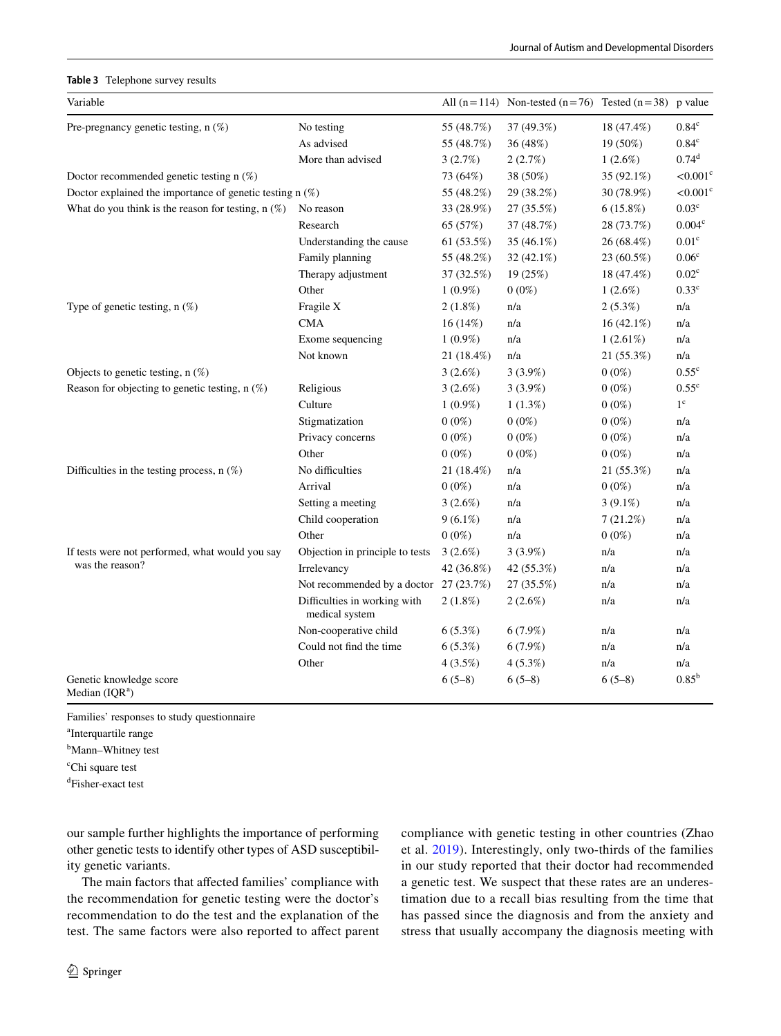**Table 3** Telephone survey results

| Variable | | All (n = 114) | Non-tested (n = 76) | Tested (n = 38) | p value |
|---|---|---|---|---|---|
| Pre-pregnancy genetic testing, n (%) | No testing | 55 (48.7%) | 37 (49.3%) | 18 (47.4%) | 0.84[c] |
| | As advised | 55 (48.7%) | 36 (48%) | 19 (50%) | 0.84[c] |
| | More than advised | 3 (2.7%) | 2 (2.7%) | 1 (2.6%) | 0.74[d] |
| Doctor recommended genetic testing n (%) | | 73 (64%) | 38 (50%) | 35 (92.1%) | <0.001[c] |
| Doctor explained the importance of genetic testing n (%) | | 55 (48.2%) | 29 (38.2%) | 30 (78.9%) | <0.001[c] |
| What do you think is the reason for testing, n (%) | No reason | 33 (28.9%) | 27 (35.5%) | 6 (15.8%) | 0.03[c] |
| | Research | 65 (57%) | 37 (48.7%) | 28 (73.7%) | 0.004[c] |
| | Understanding the cause | 61 (53.5%) | 35 (46.1%) | 26 (68.4%) | 0.01[c] |
| | Family planning | 55 (48.2%) | 32 (42.1%) | 23 (60.5%) | 0.06[c] |
| | Therapy adjustment | 37 (32.5%) | 19 (25%) | 18 (47.4%) | 0.02[c] |
| | Other | 1 (0.9%) | 0 (0%) | 1 (2.6%) | 0.33[c] |
| Type of genetic testing, n (%) | Fragile X | 2 (1.8%) | n/a | 2 (5.3%) | n/a |
| | CMA | 16 (14%) | n/a | 16 (42.1%) | n/a |
| | Exome sequencing | 1 (0.9%) | n/a | 1 (2.61%) | n/a |
| | Not known | 21 (18.4%) | n/a | 21 (55.3%) | n/a |
| Objects to genetic testing, n (%) | | 3 (2.6%) | 3 (3.9%) | 0 (0%) | 0.55[c] |
| Reason for objecting to genetic testing, n (%) | Religious | 3 (2.6%) | 3 (3.9%) | 0 (0%) | 0.55[c] |
| | Culture | 1 (0.9%) | 1 (1.3%) | 0 (0%) | 1[c] |
| | Stigmatization | 0 (0%) | 0 (0%) | 0 (0%) | n/a |
| | Privacy concerns | 0 (0%) | 0 (0%) | 0 (0%) | n/a |
| | Other | 0 (0%) | 0 (0%) | 0 (0%) | n/a |
| Difficulties in the testing process, n (%) | No difficulties | 21 (18.4%) | n/a | 21 (55.3%) | n/a |
| | Arrival | 0 (0%) | n/a | 0 (0%) | n/a |
| | Setting a meeting | 3 (2.6%) | n/a | 3 (9.1%) | n/a |
| | Child cooperation | 9 (6.1%) | n/a | 7 (21.2%) | n/a |
| | Other | 0 (0%) | n/a | 0 (0%) | n/a |
| If tests were not performed, what would you say was the reason? | Objection in principle to tests | 3 (2.6%) | 3 (3.9%) | n/a | n/a |
| | Irrelevancy | 42 (36.8%) | 42 (55.3%) | n/a | n/a |
| | Not recommended by a doctor | 27 (23.7%) | 27 (35.5%) | n/a | n/a |
| | Difficulties in working with medical system | 2 (1.8%) | 2 (2.6%) | n/a | n/a |
| | Non-cooperative child | 6 (5.3%) | 6 (7.9%) | n/a | n/a |
| | Could not find the time | 6 (5.3%) | 6 (7.9%) | n/a | n/a |
| | Other | 4 (3.5%) | 4 (5.3%) | n/a | n/a |
| Genetic knowledge score Median (IQR[a]) | | 6 (5–8) | 6 (5–8) | 6 (5–8) | 0.85[b] |

Families' responses to study questionnaire

[a]Interquartile range

[b]Mann–Whitney test

[c]Chi square test

[d]Fisher-exact test

our sample further highlights the importance of performing other genetic tests to identify other types of ASD susceptibility genetic variants.

The main factors that affected families' compliance with the recommendation for genetic testing were the doctor's recommendation to do the test and the explanation of the test. The same factors were also reported to affect parent compliance with genetic testing in other countries (Zhao et al. 2019). Interestingly, only two-thirds of the families in our study reported that their doctor had recommended a genetic test. We suspect that these rates are an underestimation due to a recall bias resulting from the time that has passed since the diagnosis and from the anxiety and stress that usually accompany the diagnosis meeting with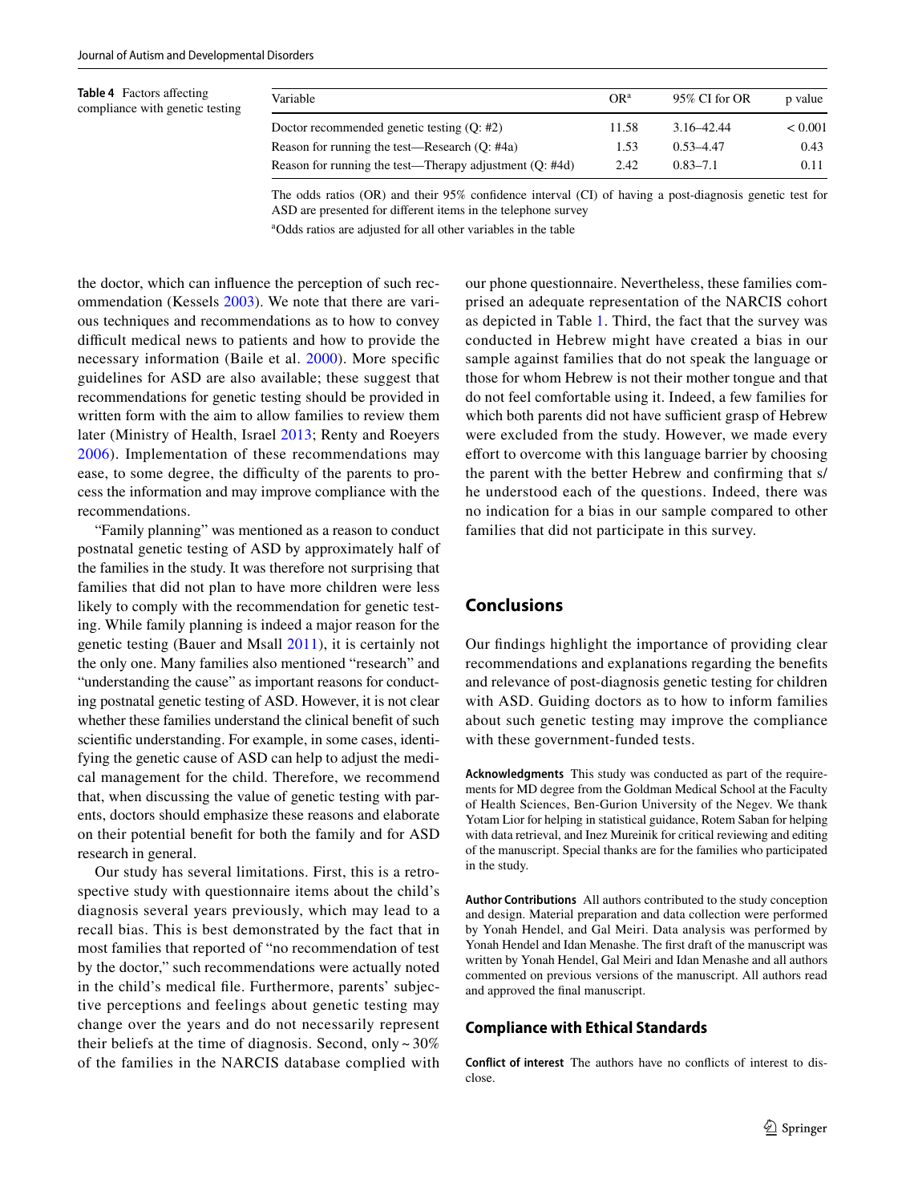**Table 4** Factors affecting compliance with genetic testing

| Variable | OR[a] | 95% CI for OR | p value |
|---|---|---|---|
| Doctor recommended genetic testing (Q: #2) | 11.58 | 3.16–42.44 | < 0.001 |
| Reason for running the test—Research (Q: #4a) | 1.53 | 0.53–4.47 | 0.43 |
| Reason for running the test—Therapy adjustment (Q: #4d) | 2.42 | 0.83–7.1 | 0.11 |

The odds ratios (OR) and their 95% confidence interval (CI) of having a post-diagnosis genetic test for ASD are presented for different items in the telephone survey

[a]Odds ratios are adjusted for all other variables in the table

the doctor, which can influence the perception of such recommendation (Kessels 2003). We note that there are various techniques and recommendations as to how to convey difficult medical news to patients and how to provide the necessary information (Baile et al. 2000). More specific guidelines for ASD are also available; these suggest that recommendations for genetic testing should be provided in written form with the aim to allow families to review them later (Ministry of Health, Israel 2013; Renty and Roeyers 2006). Implementation of these recommendations may ease, to some degree, the difficulty of the parents to process the information and may improve compliance with the recommendations.

"Family planning" was mentioned as a reason to conduct postnatal genetic testing of ASD by approximately half of the families in the study. It was therefore not surprising that families that did not plan to have more children were less likely to comply with the recommendation for genetic testing. While family planning is indeed a major reason for the genetic testing (Bauer and Msall 2011), it is certainly not the only one. Many families also mentioned "research" and "understanding the cause" as important reasons for conducting postnatal genetic testing of ASD. However, it is not clear whether these families understand the clinical benefit of such scientific understanding. For example, in some cases, identifying the genetic cause of ASD can help to adjust the medical management for the child. Therefore, we recommend that, when discussing the value of genetic testing with parents, doctors should emphasize these reasons and elaborate on their potential benefit for both the family and for ASD research in general.

Our study has several limitations. First, this is a retrospective study with questionnaire items about the child's diagnosis several years previously, which may lead to a recall bias. This is best demonstrated by the fact that in most families that reported of "no recommendation of test by the doctor," such recommendations were actually noted in the child's medical file. Furthermore, parents' subjective perceptions and feelings about genetic testing may change over the years and do not necessarily represent their beliefs at the time of diagnosis. Second, only ~ 30% of the families in the NARCIS database complied with our phone questionnaire. Nevertheless, these families comprised an adequate representation of the NARCIS cohort as depicted in Table 1. Third, the fact that the survey was conducted in Hebrew might have created a bias in our sample against families that do not speak the language or those for whom Hebrew is not their mother tongue and that do not feel comfortable using it. Indeed, a few families for which both parents did not have sufficient grasp of Hebrew were excluded from the study. However, we made every effort to overcome with this language barrier by choosing the parent with the better Hebrew and confirming that s/he understood each of the questions. Indeed, there was no indication for a bias in our sample compared to other families that did not participate in this survey.

## Conclusions

Our findings highlight the importance of providing clear recommendations and explanations regarding the benefits and relevance of post-diagnosis genetic testing for children with ASD. Guiding doctors as to how to inform families about such genetic testing may improve the compliance with these government-funded tests.

**Acknowledgments** This study was conducted as part of the requirements for MD degree from the Goldman Medical School at the Faculty of Health Sciences, Ben-Gurion University of the Negev. We thank Yotam Lior for helping in statistical guidance, Rotem Saban for helping with data retrieval, and Inez Mureinik for critical reviewing and editing of the manuscript. Special thanks are for the families who participated in the study.

**Author Contributions** All authors contributed to the study conception and design. Material preparation and data collection were performed by Yonah Hendel, and Gal Meiri. Data analysis was performed by Yonah Hendel and Idan Menashe. The first draft of the manuscript was written by Yonah Hendel, Gal Meiri and Idan Menashe and all authors commented on previous versions of the manuscript. All authors read and approved the final manuscript.

### Compliance with Ethical Standards

**Conflict of interest** The authors have no conflicts of interest to disclose.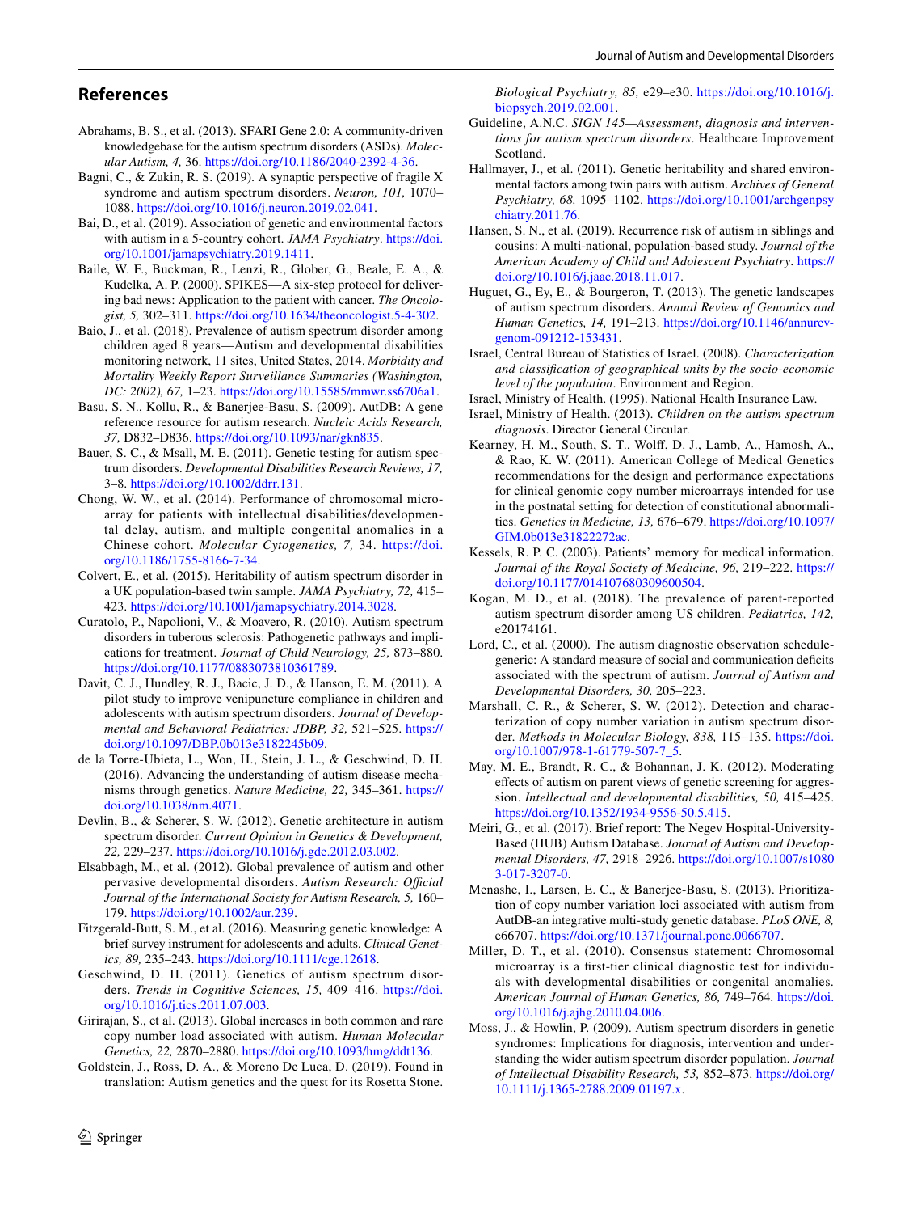## References

Abrahams, B. S., et al. (2013). SFARI Gene 2.0: A community-driven knowledgebase for the autism spectrum disorders (ASDs). *Molecular Autism, 4,* 36. https://doi.org/10.1186/2040-2392-4-36.

Bagni, C., & Zukin, R. S. (2019). A synaptic perspective of fragile X syndrome and autism spectrum disorders. *Neuron, 101,* 1070–1088. https://doi.org/10.1016/j.neuron.2019.02.041.

Bai, D., et al. (2019). Association of genetic and environmental factors with autism in a 5-country cohort. *JAMA Psychiatry*. https://doi.org/10.1001/jamapsychiatry.2019.1411.

Baile, W. F., Buckman, R., Lenzi, R., Glober, G., Beale, E. A., & Kudelka, A. P. (2000). SPIKES—A six-step protocol for delivering bad news: Application to the patient with cancer. *The Oncologist, 5,* 302–311. https://doi.org/10.1634/theoncologist.5-4-302.

Baio, J., et al. (2018). Prevalence of autism spectrum disorder among children aged 8 years—Autism and developmental disabilities monitoring network, 11 sites, United States, 2014. *Morbidity and Mortality Weekly Report Surveillance Summaries (Washington, DC: 2002), 67,* 1–23. https://doi.org/10.15585/mmwr.ss6706a1.

Basu, S. N., Kollu, R., & Banerjee-Basu, S. (2009). AutDB: A gene reference resource for autism research. *Nucleic Acids Research, 37,* D832–D836. https://doi.org/10.1093/nar/gkn835.

Bauer, S. C., & Msall, M. E. (2011). Genetic testing for autism spectrum disorders. *Developmental Disabilities Research Reviews, 17,* 3–8. https://doi.org/10.1002/ddrr.131.

Chong, W. W., et al. (2014). Performance of chromosomal microarray for patients with intellectual disabilities/developmental delay, autism, and multiple congenital anomalies in a Chinese cohort. *Molecular Cytogenetics, 7,* 34. https://doi.org/10.1186/1755-8166-7-34.

Colvert, E., et al. (2015). Heritability of autism spectrum disorder in a UK population-based twin sample. *JAMA Psychiatry, 72,* 415–423. https://doi.org/10.1001/jamapsychiatry.2014.3028.

Curatolo, P., Napolioni, V., & Moavero, R. (2010). Autism spectrum disorders in tuberous sclerosis: Pathogenetic pathways and implications for treatment. *Journal of Child Neurology, 25,* 873–880. https://doi.org/10.1177/0883073810361789.

Davit, C. J., Hundley, R. J., Bacic, J. D., & Hanson, E. M. (2011). A pilot study to improve venipuncture compliance in children and adolescents with autism spectrum disorders. *Journal of Developmental and Behavioral Pediatrics: JDBP, 32,* 521–525. https://doi.org/10.1097/DBP.0b013e3182245b09.

de la Torre-Ubieta, L., Won, H., Stein, J. L., & Geschwind, D. H. (2016). Advancing the understanding of autism disease mechanisms through genetics. *Nature Medicine, 22,* 345–361. https://doi.org/10.1038/nm.4071.

Devlin, B., & Scherer, S. W. (2012). Genetic architecture in autism spectrum disorder. *Current Opinion in Genetics & Development, 22,* 229–237. https://doi.org/10.1016/j.gde.2012.03.002.

Elsabbagh, M., et al. (2012). Global prevalence of autism and other pervasive developmental disorders. *Autism Research: Official Journal of the International Society for Autism Research, 5,* 160–179. https://doi.org/10.1002/aur.239.

Fitzgerald-Butt, S. M., et al. (2016). Measuring genetic knowledge: A brief survey instrument for adolescents and adults. *Clinical Genetics, 89,* 235–243. https://doi.org/10.1111/cge.12618.

Geschwind, D. H. (2011). Genetics of autism spectrum disorders. *Trends in Cognitive Sciences, 15,* 409–416. https://doi.org/10.1016/j.tics.2011.07.003.

Girirajan, S., et al. (2013). Global increases in both common and rare copy number load associated with autism. *Human Molecular Genetics, 22,* 2870–2880. https://doi.org/10.1093/hmg/ddt136.

Goldstein, J., Ross, D. A., & Moreno De Luca, D. (2019). Found in translation: Autism genetics and the quest for its Rosetta Stone. *Biological Psychiatry, 85,* e29–e30. https://doi.org/10.1016/j.biopsych.2019.02.001.

Guideline, A.N.C. *SIGN 145—Assessment, diagnosis and interventions for autism spectrum disorders*. Healthcare Improvement Scotland.

Hallmayer, J., et al. (2011). Genetic heritability and shared environmental factors among twin pairs with autism. *Archives of General Psychiatry, 68,* 1095–1102. https://doi.org/10.1001/archgenpsychiatry.2011.76.

Hansen, S. N., et al. (2019). Recurrence risk of autism in siblings and cousins: A multi-national, population-based study. *Journal of the American Academy of Child and Adolescent Psychiatry*. https://doi.org/10.1016/j.jaac.2018.11.017.

Huguet, G., Ey, E., & Bourgeron, T. (2013). The genetic landscapes of autism spectrum disorders. *Annual Review of Genomics and Human Genetics, 14,* 191–213. https://doi.org/10.1146/annurev-genom-091212-153431.

Israel, Central Bureau of Statistics of Israel. (2008). *Characterization and classification of geographical units by the socio-economic level of the population*. Environment and Region.

Israel, Ministry of Health. (1995). National Health Insurance Law.

Israel, Ministry of Health. (2013). *Children on the autism spectrum diagnosis*. Director General Circular.

Kearney, H. M., South, S. T., Wolff, D. J., Lamb, A., Hamosh, A., & Rao, K. W. (2011). American College of Medical Genetics recommendations for the design and performance expectations for clinical genomic copy number microarrays intended for use in the postnatal setting for detection of constitutional abnormalities. *Genetics in Medicine, 13,* 676–679. https://doi.org/10.1097/GIM.0b013e31822272ac.

Kessels, R. P. C. (2003). Patients' memory for medical information. *Journal of the Royal Society of Medicine, 96,* 219–222. https://doi.org/10.1177/014107680309600504.

Kogan, M. D., et al. (2018). The prevalence of parent-reported autism spectrum disorder among US children. *Pediatrics, 142,* e20174161.

Lord, C., et al. (2000). The autism diagnostic observation schedule-generic: A standard measure of social and communication deficits associated with the spectrum of autism. *Journal of Autism and Developmental Disorders, 30,* 205–223.

Marshall, C. R., & Scherer, S. W. (2012). Detection and characterization of copy number variation in autism spectrum disorder. *Methods in Molecular Biology, 838,* 115–135. https://doi.org/10.1007/978-1-61779-507-7_5.

May, M. E., Brandt, R. C., & Bohannan, J. K. (2012). Moderating effects of autism on parent views of genetic screening for aggression. *Intellectual and developmental disabilities, 50,* 415–425. https://doi.org/10.1352/1934-9556-50.5.415.

Meiri, G., et al. (2017). Brief report: The Negev Hospital-University-Based (HUB) Autism Database. *Journal of Autism and Developmental Disorders, 47,* 2918–2926. https://doi.org/10.1007/s10803-017-3207-0.

Menashe, I., Larsen, E. C., & Banerjee-Basu, S. (2013). Prioritization of copy number variation loci associated with autism from AutDB-an integrative multi-study genetic database. *PLoS ONE, 8,* e66707. https://doi.org/10.1371/journal.pone.0066707.

Miller, D. T., et al. (2010). Consensus statement: Chromosomal microarray is a first-tier clinical diagnostic test for individuals with developmental disabilities or congenital anomalies. *American Journal of Human Genetics, 86,* 749–764. https://doi.org/10.1016/j.ajhg.2010.04.006.

Moss, J., & Howlin, P. (2009). Autism spectrum disorders in genetic syndromes: Implications for diagnosis, intervention and understanding the wider autism spectrum disorder population. *Journal of Intellectual Disability Research, 53,* 852–873. https://doi.org/10.1111/j.1365-2788.2009.01197.x.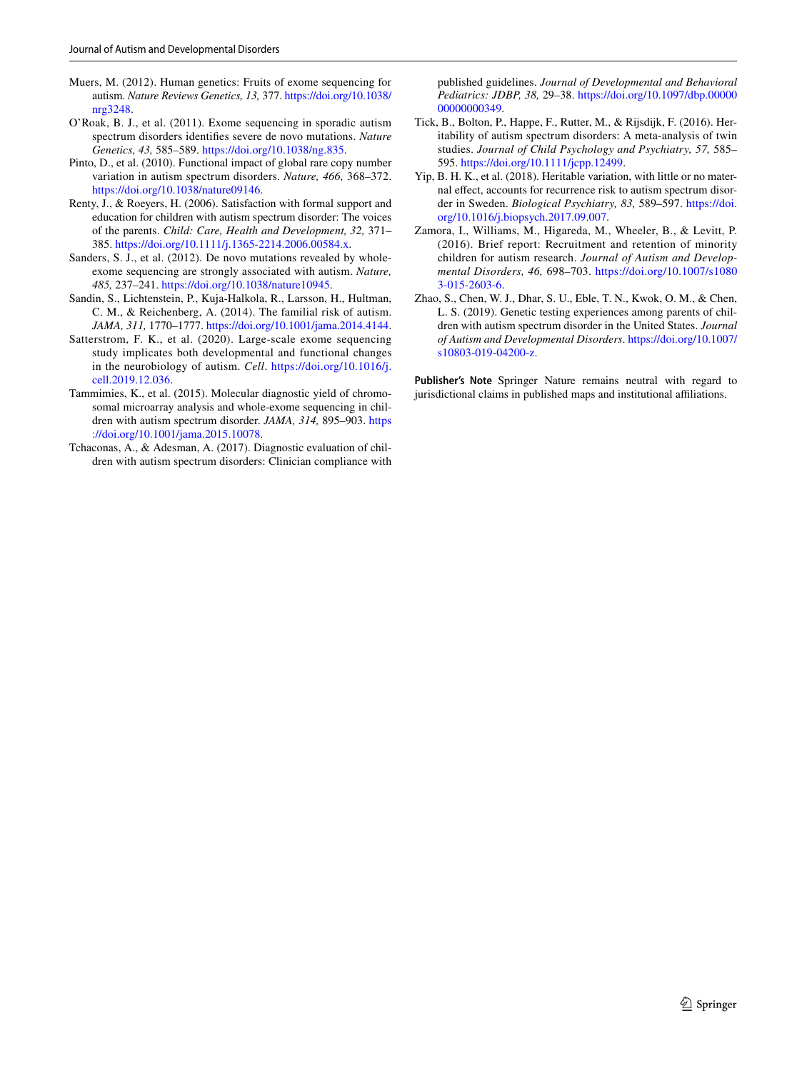Muers, M. (2012). Human genetics: Fruits of exome sequencing for autism. *Nature Reviews Genetics, 13*, 377. https://doi.org/10.1038/nrg3248.

O'Roak, B. J., et al. (2011). Exome sequencing in sporadic autism spectrum disorders identifies severe de novo mutations. *Nature Genetics, 43,* 585–589. https://doi.org/10.1038/ng.835.

Pinto, D., et al. (2010). Functional impact of global rare copy number variation in autism spectrum disorders. *Nature, 466,* 368–372. https://doi.org/10.1038/nature09146.

Renty, J., & Roeyers, H. (2006). Satisfaction with formal support and education for children with autism spectrum disorder: The voices of the parents. *Child: Care, Health and Development, 32,* 371–385. https://doi.org/10.1111/j.1365-2214.2006.00584.x.

Sanders, S. J., et al. (2012). De novo mutations revealed by whole-exome sequencing are strongly associated with autism. *Nature, 485,* 237–241. https://doi.org/10.1038/nature10945.

Sandin, S., Lichtenstein, P., Kuja-Halkola, R., Larsson, H., Hultman, C. M., & Reichenberg, A. (2014). The familial risk of autism. *JAMA, 311,* 1770–1777. https://doi.org/10.1001/jama.2014.4144.

Satterstrom, F. K., et al. (2020). Large-scale exome sequencing study implicates both developmental and functional changes in the neurobiology of autism. *Cell*. https://doi.org/10.1016/j.cell.2019.12.036.

Tammimies, K., et al. (2015). Molecular diagnostic yield of chromosomal microarray analysis and whole-exome sequencing in children with autism spectrum disorder. *JAMA, 314,* 895–903. https://doi.org/10.1001/jama.2015.10078.

Tchaconas, A., & Adesman, A. (2017). Diagnostic evaluation of children with autism spectrum disorders: Clinician compliance with published guidelines. *Journal of Developmental and Behavioral Pediatrics: JDBP, 38,* 29–38. https://doi.org/10.1097/dbp.0000000000000349.

Tick, B., Bolton, P., Happe, F., Rutter, M., & Rijsdijk, F. (2016). Heritability of autism spectrum disorders: A meta-analysis of twin studies. *Journal of Child Psychology and Psychiatry, 57,* 585–595. https://doi.org/10.1111/jcpp.12499.

Yip, B. H. K., et al. (2018). Heritable variation, with little or no maternal effect, accounts for recurrence risk to autism spectrum disorder in Sweden. *Biological Psychiatry, 83,* 589–597. https://doi.org/10.1016/j.biopsych.2017.09.007.

Zamora, I., Williams, M., Higareda, M., Wheeler, B., & Levitt, P. (2016). Brief report: Recruitment and retention of minority children for autism research. *Journal of Autism and Developmental Disorders, 46,* 698–703. https://doi.org/10.1007/s10803-015-2603-6.

Zhao, S., Chen, W. J., Dhar, S. U., Eble, T. N., Kwok, O. M., & Chen, L. S. (2019). Genetic testing experiences among parents of children with autism spectrum disorder in the United States. *Journal of Autism and Developmental Disorders*. https://doi.org/10.1007/s10803-019-04200-z.

**Publisher's Note** Springer Nature remains neutral with regard to jurisdictional claims in published maps and institutional affiliations.